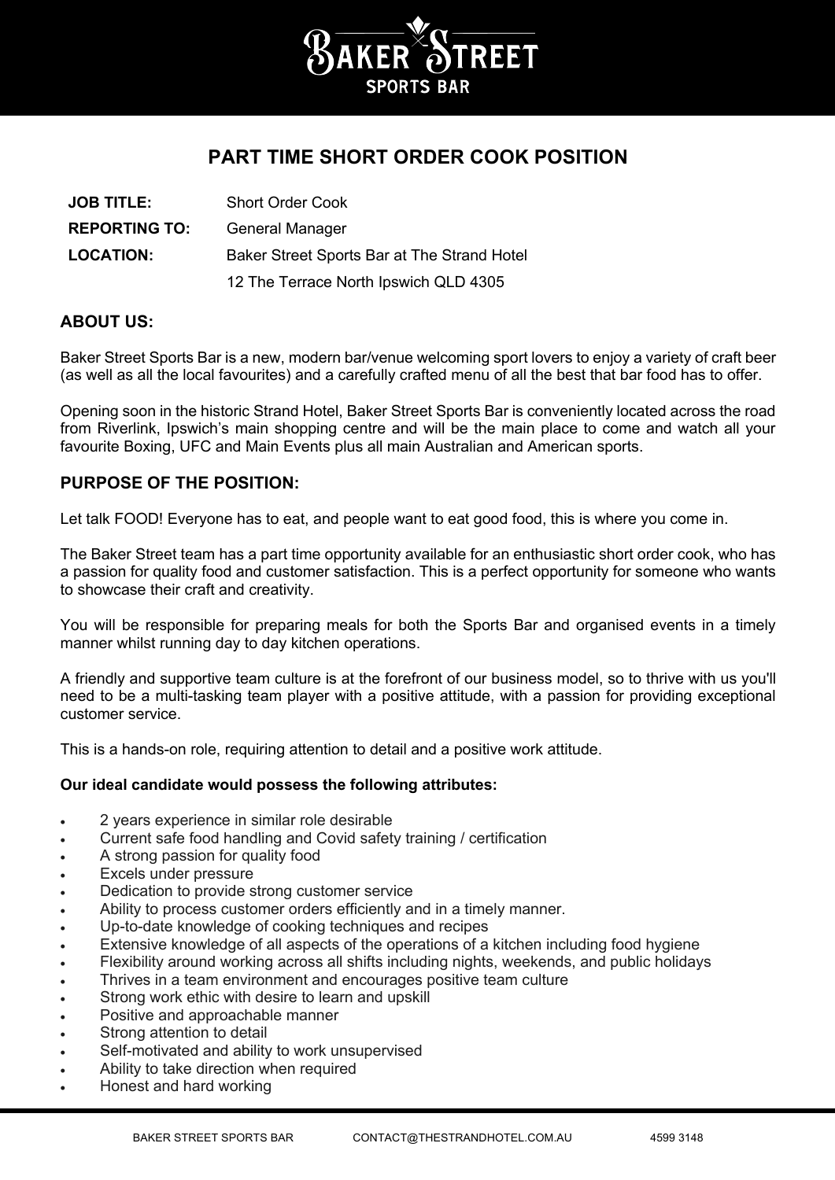# BAKER STREET
SPORTS BAR

## PART TIME SHORT ORDER COOK POSITION

| | |
|---|---|
| **JOB TITLE:** | Short Order Cook |
| **REPORTING TO:** | General Manager |
| **LOCATION:** | Baker Street Sports Bar at The Strand Hotel |
| | 12 The Terrace North Ipswich QLD 4305 |

### ABOUT US:

Baker Street Sports Bar is a new, modern bar/venue welcoming sport lovers to enjoy a variety of craft beer (as well as all the local favourites) and a carefully crafted menu of all the best that bar food has to offer.

Opening soon in the historic Strand Hotel, Baker Street Sports Bar is conveniently located across the road from Riverlink, Ipswich's main shopping centre and will be the main place to come and watch all your favourite Boxing, UFC and Main Events plus all main Australian and American sports.

### PURPOSE OF THE POSITION:

Let talk FOOD! Everyone has to eat, and people want to eat good food, this is where you come in.

The Baker Street team has a part time opportunity available for an enthusiastic short order cook, who has a passion for quality food and customer satisfaction. This is a perfect opportunity for someone who wants to showcase their craft and creativity.

You will be responsible for preparing meals for both the Sports Bar and organised events in a timely manner whilst running day to day kitchen operations.

A friendly and supportive team culture is at the forefront of our business model, so to thrive with us you'll need to be a multi-tasking team player with a positive attitude, with a passion for providing exceptional customer service.

This is a hands-on role, requiring attention to detail and a positive work attitude.

**Our ideal candidate would possess the following attributes:**

- 2 years experience in similar role desirable
- Current safe food handling and Covid safety training / certification
- A strong passion for quality food
- Excels under pressure
- Dedication to provide strong customer service
- Ability to process customer orders efficiently and in a timely manner.
- Up-to-date knowledge of cooking techniques and recipes
- Extensive knowledge of all aspects of the operations of a kitchen including food hygiene
- Flexibility around working across all shifts including nights, weekends, and public holidays
- Thrives in a team environment and encourages positive team culture
- Strong work ethic with desire to learn and upskill
- Positive and approachable manner
- Strong attention to detail
- Self-motivated and ability to work unsupervised
- Ability to take direction when required
- Honest and hard working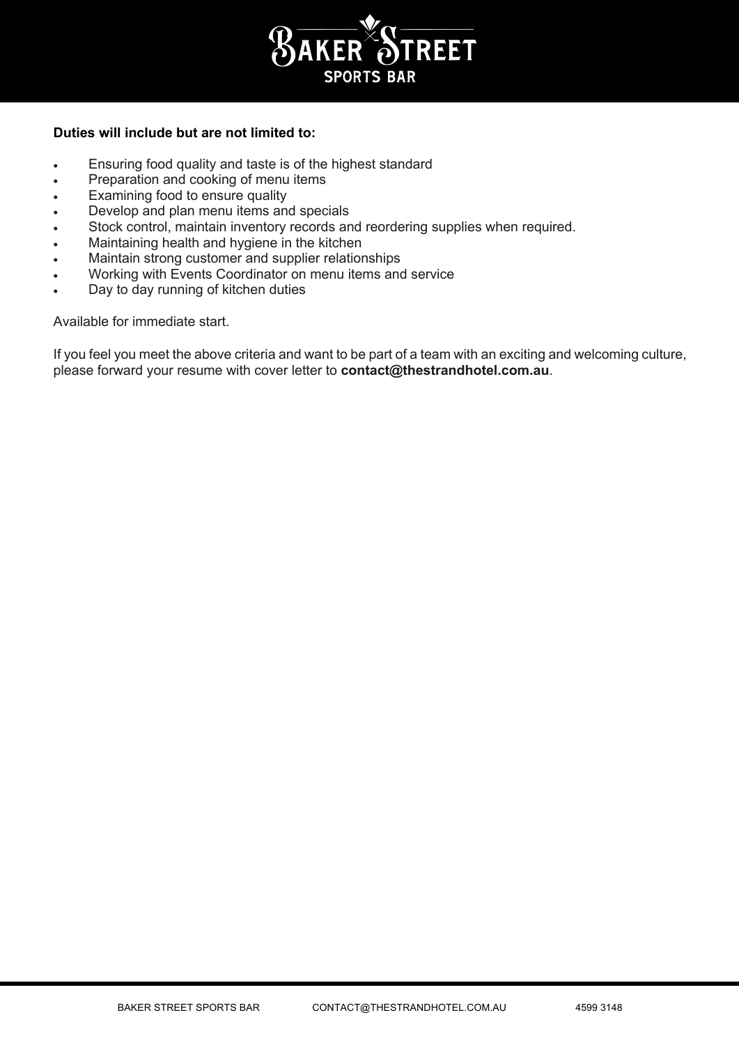**Duties will include but are not limited to:**

- Ensuring food quality and taste is of the highest standard
- Preparation and cooking of menu items
- Examining food to ensure quality
- Develop and plan menu items and specials
- Stock control, maintain inventory records and reordering supplies when required.
- Maintaining health and hygiene in the kitchen
- Maintain strong customer and supplier relationships
- Working with Events Coordinator on menu items and service
- Day to day running of kitchen duties

Available for immediate start.

If you feel you meet the above criteria and want to be part of a team with an exciting and welcoming culture, please forward your resume with cover letter to **contact@thestrandhotel.com.au**.